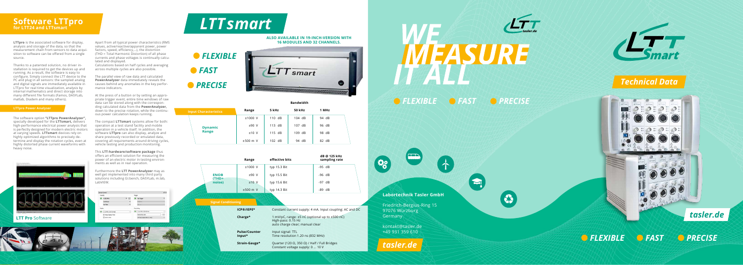## Software LTTpro
### for LTT24 and LTTsmart

**LTTpro** is the associated software for display, analysis and storage of the data, so that the measurement chain from sensors to data acquisition to software can be offered from a single source.

Thanks to a patented solution, no driver installation is required to get the devices up and running. As a result, the software is easy to configure. Simply connect the LTT device to the PC and plug in all sensors: the sampled analog and digital signals are immediately available in LTTpro for real time visualization, analysis by internal mathematics and direct storage into many different file formats (Famos, DASYLab, matlab, Diadem and many others).

#### LTTpro Power Analyser

The software option **"LTTpro PowerAnalyzer"**, specially developed for the **LTTsmart**, delivers high-performance electrical power analysis that is perfectly designed for modern electric motors at varying speeds. **LTTsmart** devices rely on highly optimized algorithms to precisely determine and display the rotation cycles, even at highly distorted phase current waveforms with heavy noise.

**LTT Pro** Software

Apart from all typical power characteristics (RMS values, active/reactive/apparent power, power factors, speed, efficiency,...), the distortion (THD = Total Harmonic Distortion) of all phase currents and phase voltages is continually calculated and displayed.
Calculations based on half cycles and averaging across multiple cycles are also possible.

The parallel view of raw data and calculated **PowerAnalyzer** data immediately reveals the causes behind any anomalies in the key performance indicators.

At the press of a button or by setting an appropriate trigger event, entire time windows of raw data can be stored along with the corresponding calculated data from the **PowerAnalyzer**, down to the precise rotation, while the continuous power calculation keeps running.

The compact **LTTsmart** systems allow for both: operation at a test stand facility and mobile operation in a vehicle itself. In addition, the software **LTTpro** can also display, analyze and share previously recorded or emulated data, covering all requirements around driving cycles, vehicle testing and production monitoring.

This **LTT-hardware/software package** thus offers an efficient solution for measuring the power of an electric motor in testing environments as well as in real operation.

Furthermore the **LTT PowerAnalyzer** may as well get implemented into many third party solutions including GI.bench, DASYLab, m.lab, LabVIEW.

# LTTsmart

- **FLEXIBLE**
- **FAST**
- **PRECISE**

**ALSO AVAILABLE IN 19-INCH-VERSION WITH 16 MODULES AND 32 CHANNELS.**

| Input Characteristics | Range | Bandwidth 5 kHz | 50 kHz | 1 MHz |
|---|---|---|---|---|
| **Dynamic Range** | ±1000 V | 110 dB | 104 dB | 94 dB |
| | ±90 V | 113 dB | 107 dB | 96 dB |
| | ±10 V | 115 dB | 109 dB | 98 dB |
| | ±500 m V | 102 dB | 94 dB | 82 dB |

| | Range | effective bits | dB @ 125 kHz sampling rate |
|---|---|---|---|
| **ENOB (THD+ noise)** | ±1000 V | typ 15.3 Bit | -95 dB |
| | ±90 V | typ 15.5 Bit | -96 dB |
| | ±10 V | typ 15.6 Bit | -97 dB |
| | ±500 m V | typ 14.3 Bit | -89 dB |

| Signal Conditioning | |
|---|---|
| **ICP®/IEPE*** | Constant current supply: 4 mA. Input coupling: AC and DC |
| **Charge*** | 1 mV/pC, range: ±5 nC (optional up to ±500 nC) High-pass: 0.15 Hz auto charge clear; manual clear |
| **Pulse/Counter Input*** | Input signal: TTL Time resolution 1.20 ns (832 MHz) |
| **Strain-Gauge*** | Quarter (120 Ω, 350 Ω) / Half / Full Bridges Constant voltage supply: 0 ... 10 V |

# WE MEASURE IT ALL

- **FLEXIBLE**
- **FAST**
- **PRECISE**

**Labortechnik Tasler GmbH**

Friedrich-Bergius-Ring 15
97076 Würzburg
Germany

kontakt@tasler.de
+49 931 359 610

*tasler.de*

## Technical Data

*tasler.de*

- **FLEXIBLE**
- **FAST**
- **PRECISE**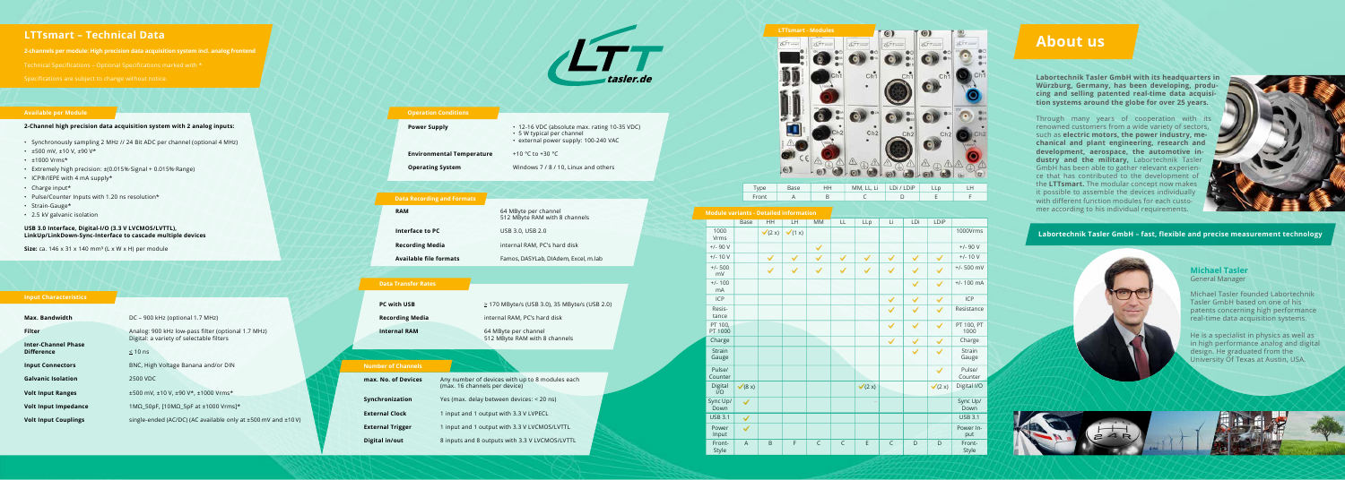## LTTsmart – Technical Data

**2-channels per module: High precision data acquisition system incl. analog frontend**

Technical Specifications – Optional Specifications marked with *

Specifications are subject to change without notice.

### Available per Module

**2-Channel high precision data acquisition system with 2 analog inputs:**

- Synchronously sampling 2 MHz // 24 Bit ADC per channel (optional 4 MHz)
- ±500 mV, ±10 V, ±90 V*
- ±1000 Vrms*
- Extremely high precision: ±(0.015%·Signal + 0.015%·Range)
- ICP®/IEPE with 4 mA supply*
- Charge input*
- Pulse/Counter Inputs with 1.20 ns resolution*
- Strain-Gauge*
- 2.5 kV galvanic isolation

**USB 3.0 Interface, Digital-I/O (3.3 V LVCMOS/LVTTL), LinkUp/LinkDown-Sync-Interface to cascade multiple devices**

**Size:** ca. 146 x 31 x 140 mm³ (L x W x H) per module

### Input Characteristics

| | |
|---|---|
| **Max. Bandwidth** | DC – 900 kHz (optional 1.7 MHz) |
| **Filter** | Analog: 900 kHz low-pass filter (optional 1.7 MHz) Digital: a variety of selectable filters |
| **Inter-Channel Phase Difference** | ≤ 10 ns |
| **Input Connectors** | BNC, High Voltage Banana and/or DIN |
| **Galvanic Isolation** | 2500 VDC |
| **Volt Input Ranges** | ±500 mV, ±10 V, ±90 V*, ±1000 Vrms* |
| **Volt Input Impedance** | 1MΩ_50pF, [10MΩ_5pF at ±1000 Vrms]* |
| **Volt Input Couplings** | single-ended (AC/DC) (AC available only at ±500 mV and ±10 V) |

### Operation Conditions

| | |
|---|---|
| **Power Supply** | • 12-16 VDC (absolute max. rating 10-35 VDC) • 5 W typical per channel • external power supply: 100-240 VAC |
| **Environmental Temperature** | +10 °C to +30 °C |
| **Operating System** | Windows 7 / 8 / 10, Linux and others |

### Data Recording and Formats

| | |
|---|---|
| **RAM** | 64 MByte per channel 512 MByte RAM with 8 channels |
| **Interface to PC** | USB 3.0, USB 2.0 |
| **Recording Media** | internal RAM, PC's hard disk |
| **Available file formats** | Famos, DASYLab, DIAdem, Excel, m.lab |

### Data Transfer Rates

| | |
|---|---|
| **PC with USB** | ≥ 170 MByte/s (USB 3.0), 35 MByte/s (USB 2.0) |
| **Recording Media** | internal RAM, PC's hard disk |
| **Internal RAM** | 64 MByte per channel 512 MByte RAM with 8 channels |

### Number of Channels

| | |
|---|---|
| **max. No. of Devices** | Any number of devices with up to 8 modules each (max. 16 channels per device) |
| **Synchronization** | Yes (max. delay between devices: < 20 ns) |
| **External Clock** | 1 input and 1 output with 3.3 V LVPECL |
| **External Trigger** | 1 input and 1 output with 3.3 V LVCMOS/LVTTL |
| **Digital in/out** | 8 inputs and 8 outputs with 3.3 V LVCMOS/LVTTL |

### LTTsmart - Modules

| Type | Base | HH | MM, LL, Li | LDi / LDiP | LLp | LH |
|---|---|---|---|---|---|---|
| Front | A | B | C | D | E | F |

### Module variants - Detailed information

| | Base | HH | LH | MM | LL | LLp | LI | LDI | LDIP | |
|---|---|---|---|---|---|---|---|---|---|---|
| 1000 Vrms | | ✓(2 x) | ✓(1 x) | | | | | | | 1000Vrms |
| +/- 90 V | | | | ✓ | | | | | | +/- 90 V |
| +/- 10 V | | ✓ | ✓ | ✓ | ✓ | ✓ | ✓ | ✓ | ✓ | +/- 10 V |
| +/- 500 mV | | ✓ | ✓ | ✓ | ✓ | ✓ | ✓ | ✓ | ✓ | +/- 500 mV |
| +/- 100 mA | | | | | | | | ✓ | ✓ | +/- 100 mA |
| ICP | | | | | | | ✓ | ✓ | ✓ | ICP |
| Resistance | | | | | | | ✓ | ✓ | ✓ | Resistance |
| PT 100, PT 1000 | | | | | | | ✓ | ✓ | ✓ | PT 100, PT 1000 |
| Charge | | | | | | | ✓ | ✓ | ✓ | Charge |
| Strain Gauge | | | | | | | | ✓ | ✓ | Strain Gauge |
| Pulse/ Counter | | | | | | | | | ✓ | Pulse/ Counter |
| Digital I/O | ✓(8 x) | | | | | ✓(2 x) | | | ✓(2 x) | Digital I/O |
| Sync Up/ Down | ✓ | | | | | | | | | Sync Up/ Down |
| USB 3.1 | ✓ | | | | | | | | | USB 3.1 |
| Power input | ✓ | | | | | | | | | Power input |
| Front-Style | A | B | F | C | C | E | C | D | D | Front-Style |

## About us

**Labortechnik Tasler GmbH with its headquarters in Würzburg, Germany, has been developing, producing and selling patented real-time data acquisition systems around the globe for over 25 years.**

Through many years of cooperation with its renowned customers from a wide variety of sectors, such as **electric motors, the power industry, mechanical and plant engineering, research and development, aerospace, the automotive industry and the military,** Labortechnik Tasler GmbH has been able to gather relevant experience that has contributed to the development of the **LTTsmart.** The modular concept now makes it possible to assemble the devices individually with different function modules for each customer according to his individual requirements.

**Labortechnik Tasler GmbH – fast, flexible and precise measurement technology**

**Michael Tasler**
General Manager

Michael Tasler founded Labortechnik Tasler GmbH based on one of his patents concerning high performance real-time data acquisition systems.

He is a specialist in physics as well as in high performance analog and digital design. He graduated from the University Of Texas at Austin, USA.